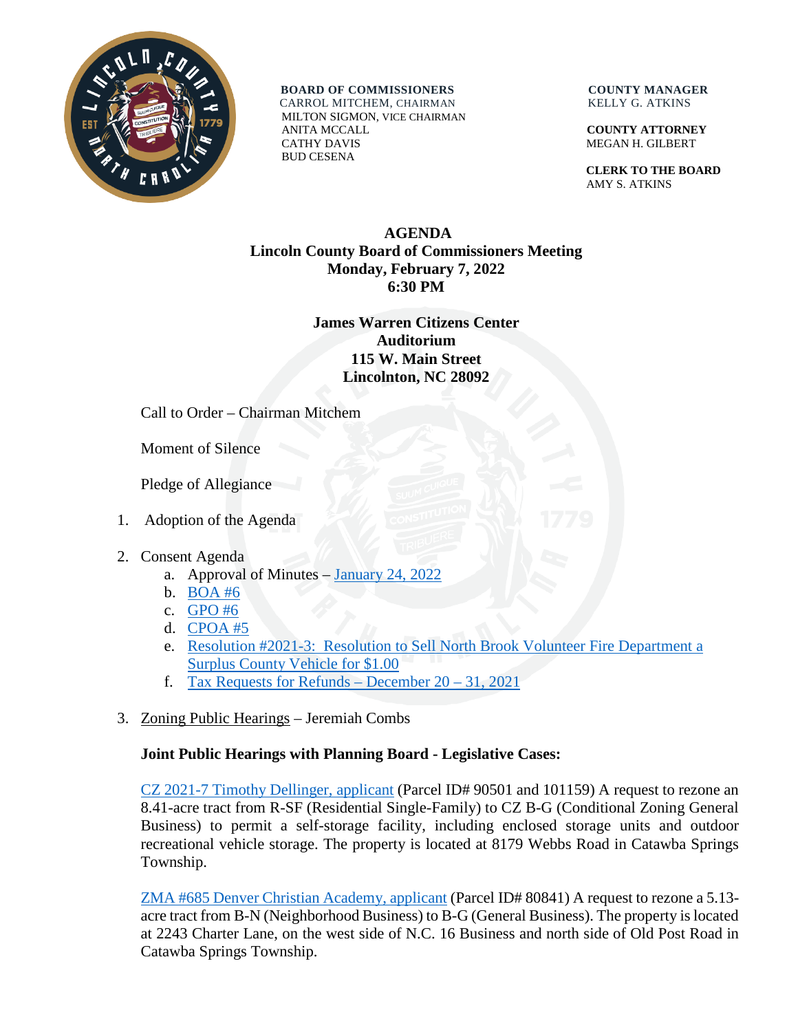**BOARD OF COMMISSIONERS**
CARROL MITCHEM, CHAIRMAN
MILTON SIGMON, VICE CHAIRMAN
ANITA MCCALL
CATHY DAVIS
BUD CESENA

**COUNTY MANAGER**
KELLY G. ATKINS

**COUNTY ATTORNEY**
MEGAN H. GILBERT

**CLERK TO THE BOARD**
AMY S. ATKINS

# AGENDA
## Lincoln County Board of Commissioners Meeting
## Monday, February 7, 2022
## 6:30 PM

**James Warren Citizens Center**
**Auditorium**
**115 W. Main Street**
**Lincolnton, NC 28092**

Call to Order – Chairman Mitchem

Moment of Silence

Pledge of Allegiance

1. Adoption of the Agenda

2. Consent Agenda
   a. Approval of Minutes – January 24, 2022
   b. BOA #6
   c. GPO #6
   d. CPOA #5
   e. Resolution #2021-3: Resolution to Sell North Brook Volunteer Fire Department a Surplus County Vehicle for $1.00
   f. Tax Requests for Refunds – December 20 – 31, 2021

3. Zoning Public Hearings – Jeremiah Combs

**Joint Public Hearings with Planning Board - Legislative Cases:**

CZ 2021-7 Timothy Dellinger, applicant (Parcel ID# 90501 and 101159) A request to rezone an 8.41-acre tract from R-SF (Residential Single-Family) to CZ B-G (Conditional Zoning General Business) to permit a self-storage facility, including enclosed storage units and outdoor recreational vehicle storage. The property is located at 8179 Webbs Road in Catawba Springs Township.

ZMA #685 Denver Christian Academy, applicant (Parcel ID# 80841) A request to rezone a 5.13-acre tract from B-N (Neighborhood Business) to B-G (General Business). The property is located at 2243 Charter Lane, on the west side of N.C. 16 Business and north side of Old Post Road in Catawba Springs Township.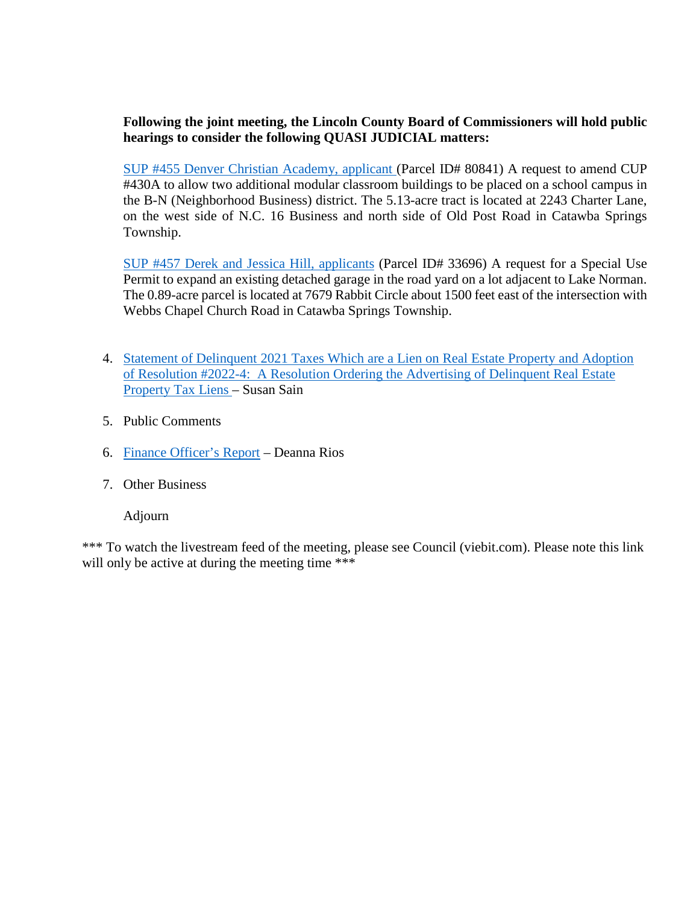**Following the joint meeting, the Lincoln County Board of Commissioners will hold public hearings to consider the following QUASI JUDICIAL matters:**

SUP #455 Denver Christian Academy, applicant (Parcel ID# 80841) A request to amend CUP #430A to allow two additional modular classroom buildings to be placed on a school campus in the B-N (Neighborhood Business) district. The 5.13-acre tract is located at 2243 Charter Lane, on the west side of N.C. 16 Business and north side of Old Post Road in Catawba Springs Township.

SUP #457 Derek and Jessica Hill, applicants (Parcel ID# 33696) A request for a Special Use Permit to expand an existing detached garage in the road yard on a lot adjacent to Lake Norman. The 0.89-acre parcel is located at 7679 Rabbit Circle about 1500 feet east of the intersection with Webbs Chapel Church Road in Catawba Springs Township.

4. Statement of Delinquent 2021 Taxes Which are a Lien on Real Estate Property and Adoption of Resolution #2022-4: A Resolution Ordering the Advertising of Delinquent Real Estate Property Tax Liens – Susan Sain

5. Public Comments

6. Finance Officer's Report – Deanna Rios

7. Other Business

   Adjourn

*** To watch the livestream feed of the meeting, please see Council (viebit.com). Please note this link will only be active at during the meeting time ***